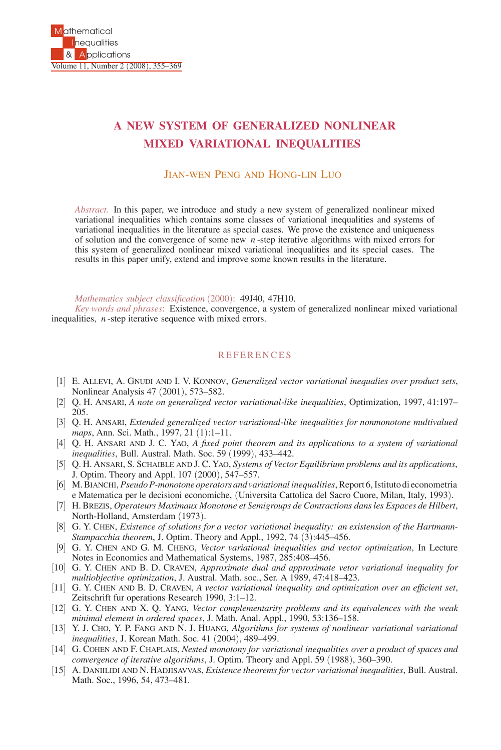# A NEW SYSTEM OF GENERALIZED NONLINEAR MIXED VARIATIONAL INEQUALITIES

JIAN-WEN PENG AND HONG-LIN LUO

*Abstract.* In this paper, we introduce and study a new system of generalized nonlinear mixed variational inequalities which contains some classes of variational inequalities and systems of variational inequalities in the literature as special cases. We prove the existence and uniqueness of solution and the convergence of some new $n$-step iterative algorithms with mixed errors for this system of generalized nonlinear mixed variational inequalities and its special cases. The results in this paper unify, extend and improve some known results in the literature.

*Mathematics subject classification* (2000): 49J40, 47H10.

*Key words and phrases*: Existence, convergence, a system of generalized nonlinear mixed variational inequalities, $n$-step iterative sequence with mixed errors.

## REFERENCES

[1] E. ALLEVI, A. GNUDI AND I. V. KONNOV, *Generalized vector variational inequalies over product sets*, Nonlinear Analysis 47 (2001), 573–582.

[2] Q. H. ANSARI, *A note on generalized vector variational-like inequalities*, Optimization, 1997, 41:197–205.

[3] Q. H. ANSARI, *Extended generalized vector variational-like inequalities for nonmonotone multivalued maps*, Ann. Sci. Math., 1997, 21 (1):1–11.

[4] Q. H. ANSARI AND J. C. YAO, *A fixed point theorem and its applications to a system of variational inequalities*, Bull. Austral. Math. Soc. 59 (1999), 433–442.

[5] Q. H. ANSARI, S. SCHAIBLE AND J. C. YAO, *Systems of Vector Equilibrium problems and its applications*, J. Optim. Theory and Appl. 107 (2000), 547–557.

[6] M. BIANCHI, *Pseudo P-monotone operators and variational inequalities*, Report 6, Istituto di econometria e Matematica per le decisioni economiche, (Universita Cattolica del Sacro Cuore, Milan, Italy, 1993).

[7] H. BREZIS, *Operateurs Maximaux Monotone et Semigroups de Contractions dans les Espaces de Hilbert*, North-Holland, Amsterdam (1973).

[8] G. Y. CHEN, *Existence of solutions for a vector variational inequality: an existension of the Hartmann-Stampacchia theorem*, J. Optim. Theory and Appl., 1992, 74 (3):445–456.

[9] G. Y. CHEN AND G. M. CHENG, *Vector variational inequalities and vector optimization*, In Lecture Notes in Economics and Mathematical Systems, 1987, 285:408–456.

[10] G. Y. CHEN AND B. D. CRAVEN, *Approximate dual and approximate vetor variational inequality for multiobjective optimization*, J. Austral. Math. soc., Ser. A 1989, 47:418–423.

[11] G. Y. CHEN AND B. D. CRAVEN, *A vector variational inequality and optimization over an efficient set*, Zeitschrift fur operations Research 1990, 3:1–12.

[12] G. Y. CHEN AND X. Q. YANG, *Vector complementarity problems and its equivalences with the weak minimal element in ordered spaces*, J. Math. Anal. Appl., 1990, 53:136–158.

[13] Y. J. CHO, Y. P. FANG AND N. J. HUANG, *Algorithms for systems of nonlinear variational variational inequalities*, J. Korean Math. Soc. 41 (2004), 489–499.

[14] G. COHEN AND F. CHAPLAIS, *Nested monotony for variational inequalities over a product of spaces and convergence of iterative algorithms*, J. Optim. Theory and Appl. 59 (1988), 360–390.

[15] A. DANIILIDI AND N. HADJISAVVAS, *Existence theorems for vector variational inequalities*, Bull. Austral. Math. Soc., 1996, 54, 473–481.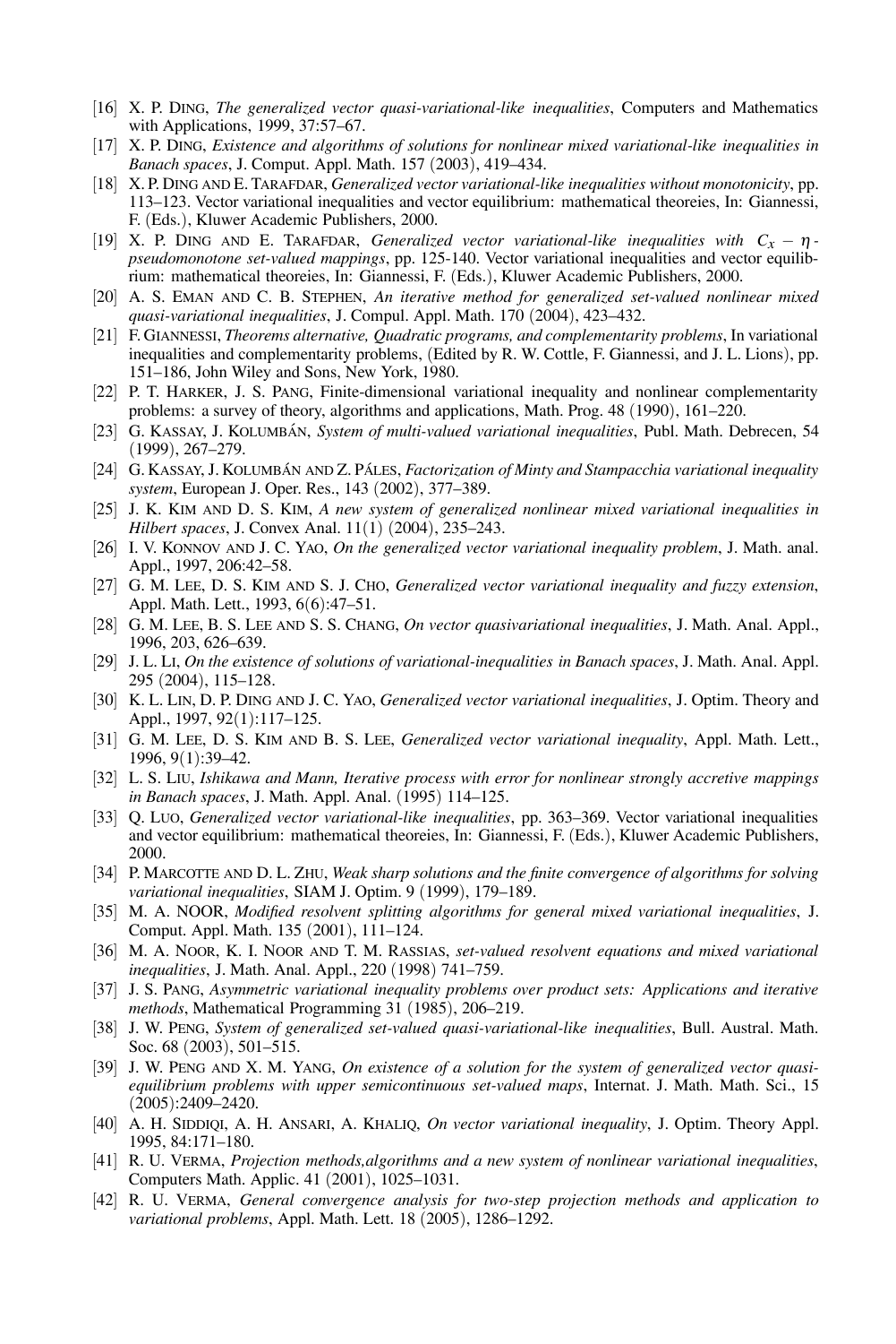[16] X. P. DING, *The generalized vector quasi-variational-like inequalities*, Computers and Mathematics with Applications, 1999, 37:57–67.

[17] X. P. DING, *Existence and algorithms of solutions for nonlinear mixed variational-like inequalities in Banach spaces*, J. Comput. Appl. Math. 157 (2003), 419–434.

[18] X. P. DING AND E. TARAFDAR, *Generalized vector variational-like inequalities without monotonicity*, pp. 113–123. Vector variational inequalities and vector equilibrium: mathematical theoreies, In: Giannessi, F. (Eds.), Kluwer Academic Publishers, 2000.

[19] X. P. DING AND E. TARAFDAR, *Generalized vector variational-like inequalities with $C_x - \eta$-pseudomonotone set-valued mappings*, pp. 125-140. Vector variational inequalities and vector equilibrium: mathematical theoreies, In: Giannessi, F. (Eds.), Kluwer Academic Publishers, 2000.

[20] A. S. EMAN AND C. B. STEPHEN, *An iterative method for generalized set-valued nonlinear mixed quasi-variational inequalities*, J. Compul. Appl. Math. 170 (2004), 423–432.

[21] F. GIANNESSI, *Theorems alternative, Quadratic programs, and complementarity problems*, In variational inequalities and complementarity problems, (Edited by R. W. Cottle, F. Giannessi, and J. L. Lions), pp. 151–186, John Wiley and Sons, New York, 1980.

[22] P. T. HARKER, J. S. PANG, Finite-dimensional variational inequality and nonlinear complementarity problems: a survey of theory, algorithms and applications, Math. Prog. 48 (1990), 161–220.

[23] G. KASSAY, J. KOLUMBÁN, *System of multi-valued variational inequalities*, Publ. Math. Debrecen, 54 (1999), 267–279.

[24] G. KASSAY, J. KOLUMBÁN AND Z. PÁLES, *Factorization of Minty and Stampacchia variational inequality system*, European J. Oper. Res., 143 (2002), 377–389.

[25] J. K. KIM AND D. S. KIM, *A new system of generalized nonlinear mixed variational inequalities in Hilbert spaces*, J. Convex Anal. 11(1) (2004), 235–243.

[26] I. V. KONNOV AND J. C. YAO, *On the generalized vector variational inequality problem*, J. Math. anal. Appl., 1997, 206:42–58.

[27] G. M. LEE, D. S. KIM AND S. J. CHO, *Generalized vector variational inequality and fuzzy extension*, Appl. Math. Lett., 1993, 6(6):47–51.

[28] G. M. LEE, B. S. LEE AND S. S. CHANG, *On vector quasivariational inequalities*, J. Math. Anal. Appl., 1996, 203, 626–639.

[29] J. L. LI, *On the existence of solutions of variational-inequalities in Banach spaces*, J. Math. Anal. Appl. 295 (2004), 115–128.

[30] K. L. LIN, D. P. DING AND J. C. YAO, *Generalized vector variational inequalities*, J. Optim. Theory and Appl., 1997, 92(1):117–125.

[31] G. M. LEE, D. S. KIM AND B. S. LEE, *Generalized vector variational inequality*, Appl. Math. Lett., 1996, 9(1):39–42.

[32] L. S. LIU, *Ishikawa and Mann, Iterative process with error for nonlinear strongly accretive mappings in Banach spaces*, J. Math. Appl. Anal. (1995) 114–125.

[33] Q. LUO, *Generalized vector variational-like inequalities*, pp. 363–369. Vector variational inequalities and vector equilibrium: mathematical theoreies, In: Giannessi, F. (Eds.), Kluwer Academic Publishers, 2000.

[34] P. MARCOTTE AND D. L. ZHU, *Weak sharp solutions and the finite convergence of algorithms for solving variational inequalities*, SIAM J. Optim. 9 (1999), 179–189.

[35] M. A. NOOR, *Modified resolvent splitting algorithms for general mixed variational inequalities*, J. Comput. Appl. Math. 135 (2001), 111–124.

[36] M. A. NOOR, K. I. NOOR AND T. M. RASSIAS, *set-valued resolvent equations and mixed variational inequalities*, J. Math. Anal. Appl., 220 (1998) 741–759.

[37] J. S. PANG, *Asymmetric variational inequality problems over product sets: Applications and iterative methods*, Mathematical Programming 31 (1985), 206–219.

[38] J. W. PENG, *System of generalized set-valued quasi-variational-like inequalities*, Bull. Austral. Math. Soc. 68 (2003), 501–515.

[39] J. W. PENG AND X. M. YANG, *On existence of a solution for the system of generalized vector quasi-equilibrium problems with upper semicontinuous set-valued maps*, Internat. J. Math. Math. Sci., 15 (2005):2409–2420.

[40] A. H. SIDDIQI, A. H. ANSARI, A. KHALIQ, *On vector variational inequality*, J. Optim. Theory Appl. 1995, 84:171–180.

[41] R. U. VERMA, *Projection methods,algorithms and a new system of nonlinear variational inequalities*, Computers Math. Applic. 41 (2001), 1025–1031.

[42] R. U. VERMA, *General convergence analysis for two-step projection methods and application to variational problems*, Appl. Math. Lett. 18 (2005), 1286–1292.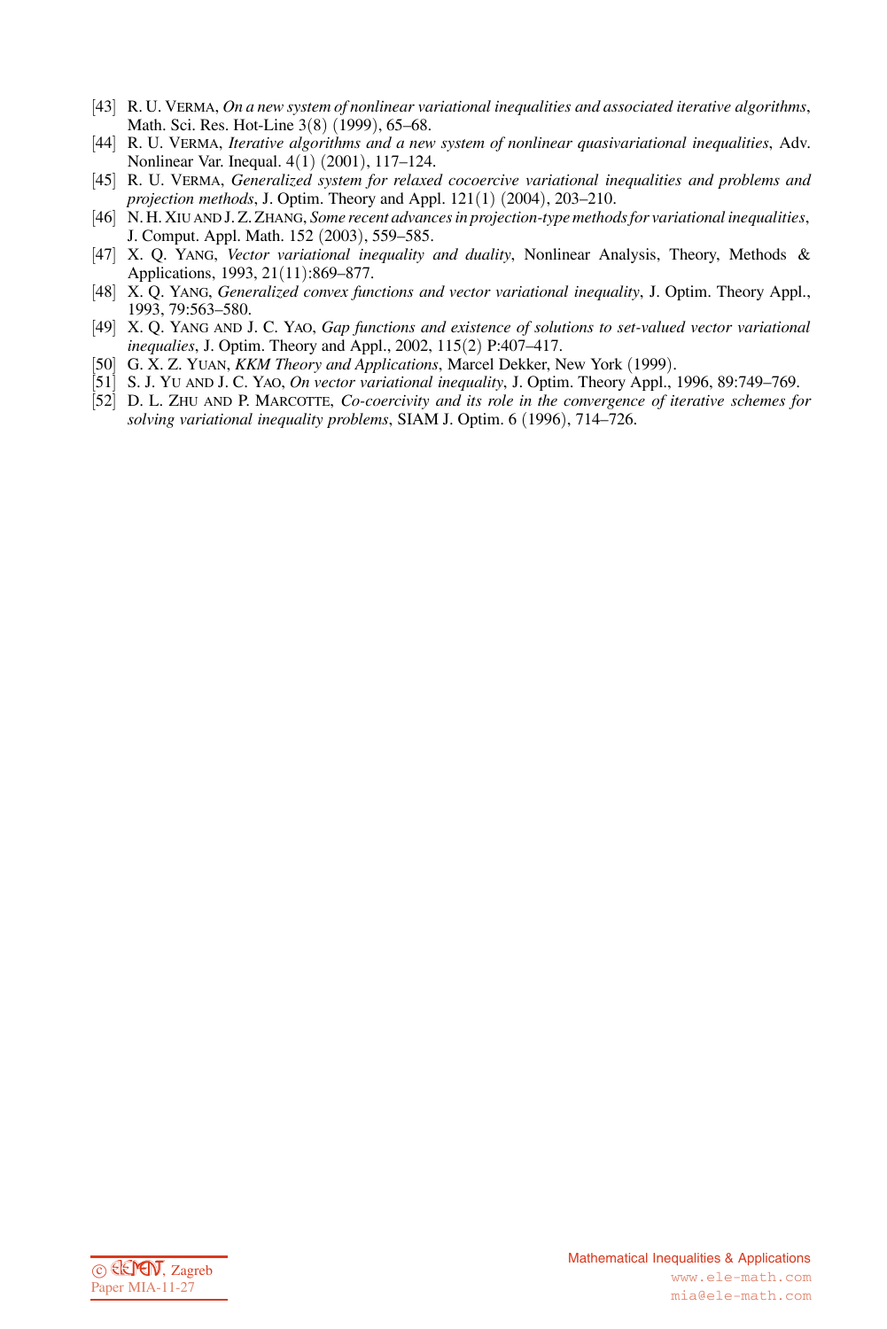[43] R. U. VERMA, *On a new system of nonlinear variational inequalities and associated iterative algorithms*, Math. Sci. Res. Hot-Line 3(8) (1999), 65–68.

[44] R. U. VERMA, *Iterative algorithms and a new system of nonlinear quasivariational inequalities*, Adv. Nonlinear Var. Inequal. 4(1) (2001), 117–124.

[45] R. U. VERMA, *Generalized system for relaxed cocoercive variational inequalities and problems and projection methods*, J. Optim. Theory and Appl. 121(1) (2004), 203–210.

[46] N. H. XIU AND J. Z. ZHANG, *Some recent advances in projection-type methods for variational inequalities*, J. Comput. Appl. Math. 152 (2003), 559–585.

[47] X. Q. YANG, *Vector variational inequality and duality*, Nonlinear Analysis, Theory, Methods & Applications, 1993, 21(11):869–877.

[48] X. Q. YANG, *Generalized convex functions and vector variational inequality*, J. Optim. Theory Appl., 1993, 79:563–580.

[49] X. Q. YANG AND J. C. YAO, *Gap functions and existence of solutions to set-valued vector variational inequalies*, J. Optim. Theory and Appl., 2002, 115(2) P:407–417.

[50] G. X. Z. YUAN, *KKM Theory and Applications*, Marcel Dekker, New York (1999).

[51] S. J. YU AND J. C. YAO, *On vector variational inequality*, J. Optim. Theory Appl., 1996, 89:749–769.

[52] D. L. ZHU AND P. MARCOTTE, *Co-coercivity and its role in the convergence of iterative schemes for solving variational inequality problems*, SIAM J. Optim. 6 (1996), 714–726.